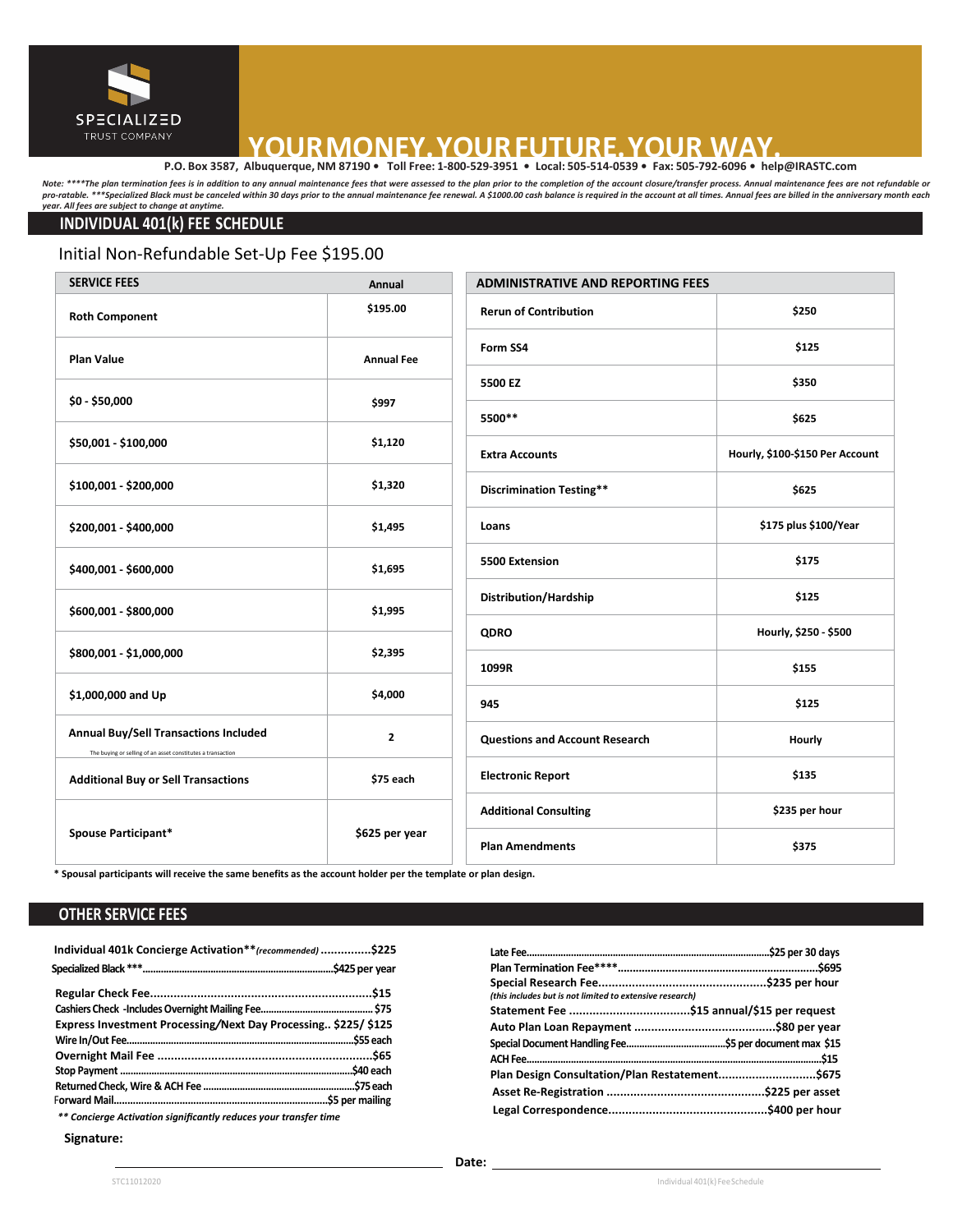SPECIALIZED TRUST COMPANY

# YOUR MONEY. YOUR FUTURE. YOUR WAY.

**P.O. Box 3587, Albuquerque, NM 87190 • Toll Free: 1-800-529-3951 • Local: 505-514-0539 • Fax: 505-792-6096 • help@IRASTC.com**

*Note: ****The plan termination fees is in addition to any annual maintenance fees that were assessed to the plan prior to the completion of the account closure/transfer process. Annual maintenance fees are not refundable or pro-ratable. ***Specialized Black must be canceled within 30 days prior to the annual maintenance fee renewal. A $1000.00 cash balance is required in the account at all times. Annual fees are billed in the anniversary month each year. All fees are subject to change at anytime.*

## INDIVIDUAL 401(k) FEE SCHEDULE

Initial Non-Refundable Set-Up Fee $195.00

| SERVICE FEES | Annual |
|---|---|
| **Roth Component** | **$195.00** |
| **Plan Value** | **Annual Fee** |
| **$0 - $50,000** | **$997** |
| **$50,001 - $100,000** | **$1,120** |
| **$100,001 - $200,000** | **$1,320** |
| **$200,001 - $400,000** | **$1,495** |
| **$400,001 - $600,000** | **$1,695** |
| **$600,001 - $800,000** | **$1,995** |
| **$800,001 - $1,000,000** | **$2,395** |
| **$1,000,000 and Up** | **$4,000** |
| **Annual Buy/Sell Transactions Included** (The buying or selling of an asset constitutes a transaction) | **2** |
| **Additional Buy or Sell Transactions** | **$75 each** |
| **Spouse Participant*** | **$625 per year** |

| ADMINISTRATIVE AND REPORTING FEES | |
|---|---|
| **Rerun of Contribution** | **$250** |
| **Form SS4** | **$125** |
| **5500 EZ** | **$350** |
| **5500**** | **$625** |
| **Extra Accounts** | **Hourly, $100-$150 Per Account** |
| **Discrimination Testing**** | **$625** |
| **Loans** | **$175 plus $100/Year** |
| **5500 Extension** | **$175** |
| **Distribution/Hardship** | **$125** |
| **QDRO** | **Hourly, $250 - $500** |
| **1099R** | **$155** |
| **945** | **$125** |
| **Questions and Account Research** | **Hourly** |
| **Electronic Report** | **$135** |
| **Additional Consulting** | **$235 per hour** |
| **Plan Amendments** | **$375** |

**\* Spousal participants will receive the same benefits as the account holder per the template or plan design.**

## OTHER SERVICE FEES

**Individual 401k Concierge Activation****(*recommended*) ..............$225**
**Specialized Black ***..........................................$425 per year**

**Regular Check Fee..................................................$15**
**Cashiers Check -Includes Overnight Mailing Fee........................ $75**
**Express Investment Processing/Next Day Processing.. $225/ $125**
**Wire In/Out Fee...............................................$55 each**
**Overnight Mail Fee ...............................................$65**
**Stop Payment ...................................................$40 each**
**Returned Check, Wire & ACH Fee ...............................$75 each**
Forward Mail...............................................$5 per mailing

*** Concierge Activation significantly reduces your transfer time*

**Late Fee.........................................................$25 per 30 days**
**Plan Termination Fee****...............................................$695**
**Special Research Fee...........................................$235 per hour**
*(this includes but is not limited to extensive research)*
**Statement Fee ...............................$15 annual/$15 per request**
**Auto Plan Loan Repayment ....................................$80 per year**
**Special Document Handling Fee...........................$5 per document max $15**
**ACH Fee.............................................................$15**
**Plan Design Consultation/Plan Restatement...........................$675**
**Asset Re-Registration ........................................$225 per asset**
**Legal Correspondence.........................................$400 per hour**

**Signature:** ______________________ **Date:** ______________________

STC11012020 Individual 401(k) Fee Schedule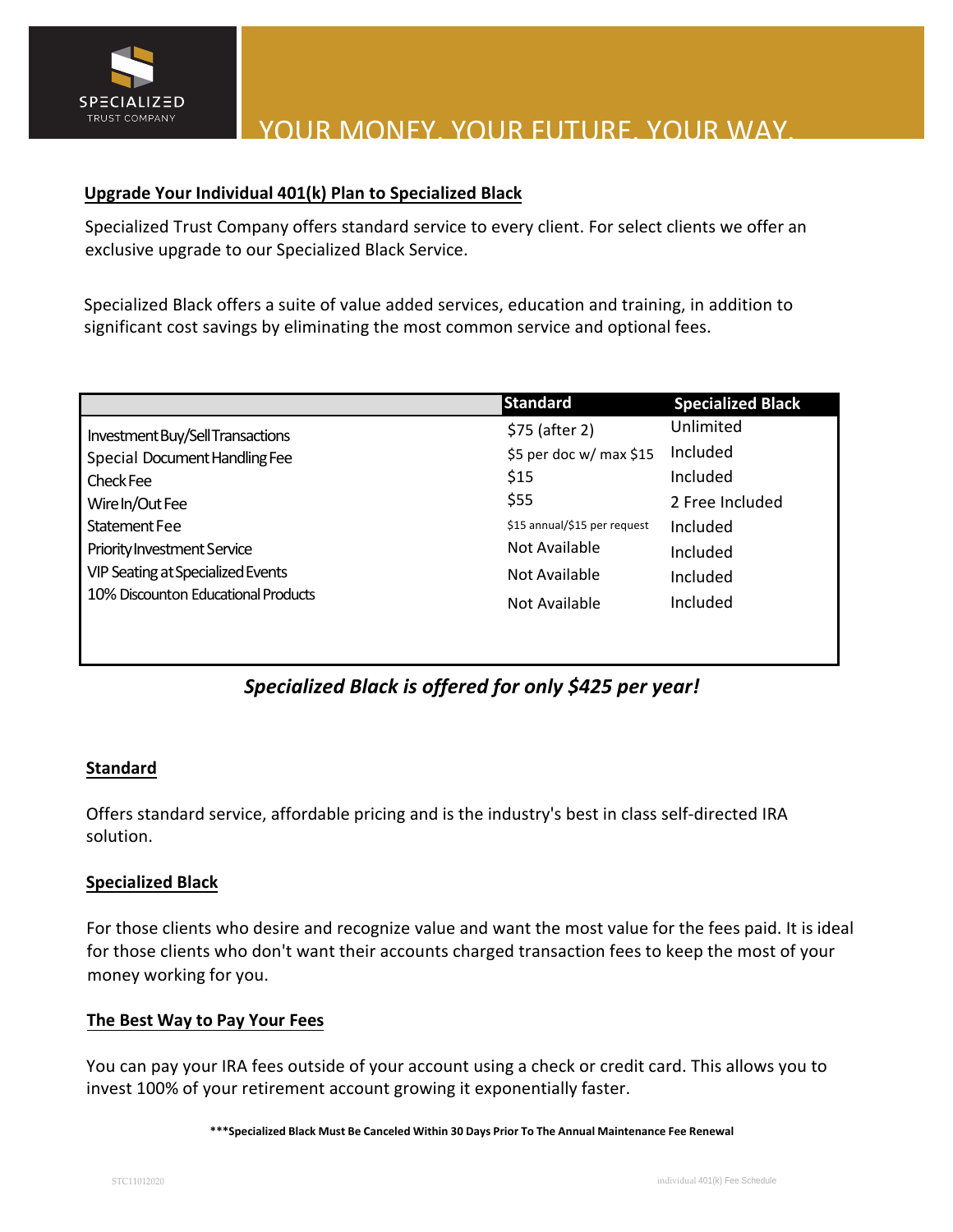SPECIALIZED TRUST COMPANY

YOUR MONEY. YOUR FUTURE. YOUR WAY.

## Upgrade Your Individual 401(k) Plan to Specialized Black

Specialized Trust Company offers standard service to every client. For select clients we offer an exclusive upgrade to our Specialized Black Service.

Specialized Black offers a suite of value added services, education and training, in addition to significant cost savings by eliminating the most common service and optional fees.

| | Standard | Specialized Black |
|---|---|---|
| Investment Buy/Sell Transactions | $75 (after 2) | Unlimited |
| Special Document Handling Fee | $5 per doc w/ max $15 | Included |
| Check Fee | $15 | Included |
| Wire In/Out Fee | $55 | 2 Free Included |
| Statement Fee | $15 annual/$15 per request | Included |
| Priority Investment Service | Not Available | Included |
| VIP Seating at Specialized Events | Not Available | Included |
| 10% Discount on Educational Products | Not Available | Included |

***Specialized Black is offered for only $425 per year!***

### Standard

Offers standard service, affordable pricing and is the industry's best in class self-directed IRA solution.

### Specialized Black

For those clients who desire and recognize value and want the most value for the fees paid. It is ideal for those clients who don't want their accounts charged transaction fees to keep the most of your money working for you.

### The Best Way to Pay Your Fees

You can pay your IRA fees outside of your account using a check or credit card. This allows you to invest 100% of your retirement account growing it exponentially faster.

**\*\*\*Specialized Black Must Be Canceled Within 30 Days Prior To The Annual Maintenance Fee Renewal**

STC11012020

individual 401(k) Fee Schedule